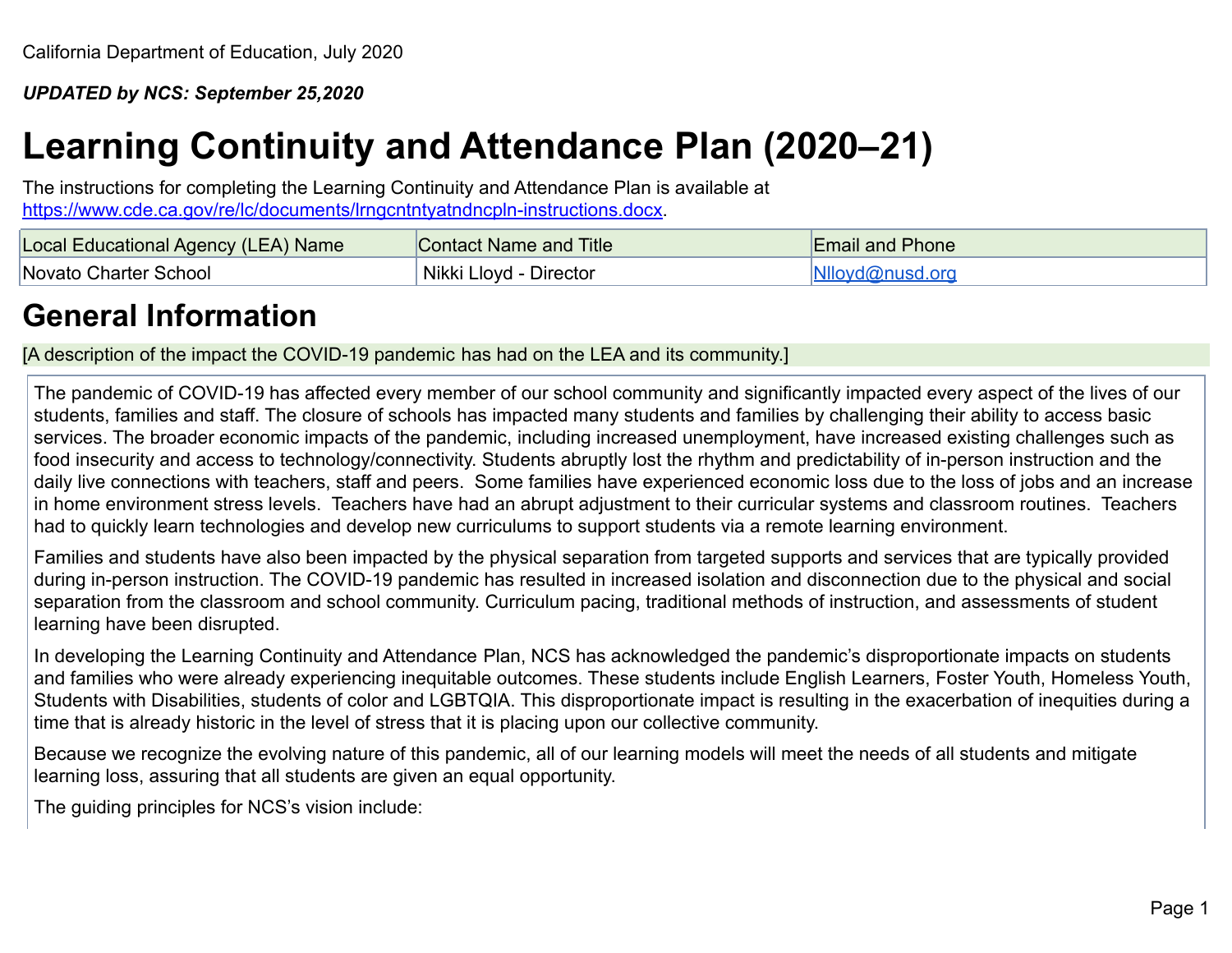California Department of Education, July 2020

***UPDATED by NCS: September 25,2020***

# Learning Continuity and Attendance Plan (2020–21)

The instructions for completing the Learning Continuity and Attendance Plan is available at https://www.cde.ca.gov/re/lc/documents/lrngcntntyatndncpln-instructions.docx.

| Local Educational Agency (LEA) Name | Contact Name and Title | Email and Phone |
|---|---|---|
| Novato Charter School | Nikki Lloyd - Director | Nlloyd@nusd.org |

## General Information

[A description of the impact the COVID-19 pandemic has had on the LEA and its community.]

The pandemic of COVID-19 has affected every member of our school community and significantly impacted every aspect of the lives of our students, families and staff. The closure of schools has impacted many students and families by challenging their ability to access basic services. The broader economic impacts of the pandemic, including increased unemployment, have increased existing challenges such as food insecurity and access to technology/connectivity. Students abruptly lost the rhythm and predictability of in-person instruction and the daily live connections with teachers, staff and peers. Some families have experienced economic loss due to the loss of jobs and an increase in home environment stress levels. Teachers have had an abrupt adjustment to their curricular systems and classroom routines. Teachers had to quickly learn technologies and develop new curriculums to support students via a remote learning environment.

Families and students have also been impacted by the physical separation from targeted supports and services that are typically provided during in-person instruction. The COVID-19 pandemic has resulted in increased isolation and disconnection due to the physical and social separation from the classroom and school community. Curriculum pacing, traditional methods of instruction, and assessments of student learning have been disrupted.

In developing the Learning Continuity and Attendance Plan, NCS has acknowledged the pandemic's disproportionate impacts on students and families who were already experiencing inequitable outcomes. These students include English Learners, Foster Youth, Homeless Youth, Students with Disabilities, students of color and LGBTQIA. This disproportionate impact is resulting in the exacerbation of inequities during a time that is already historic in the level of stress that it is placing upon our collective community.

Because we recognize the evolving nature of this pandemic, all of our learning models will meet the needs of all students and mitigate learning loss, assuring that all students are given an equal opportunity.

The guiding principles for NCS's vision include: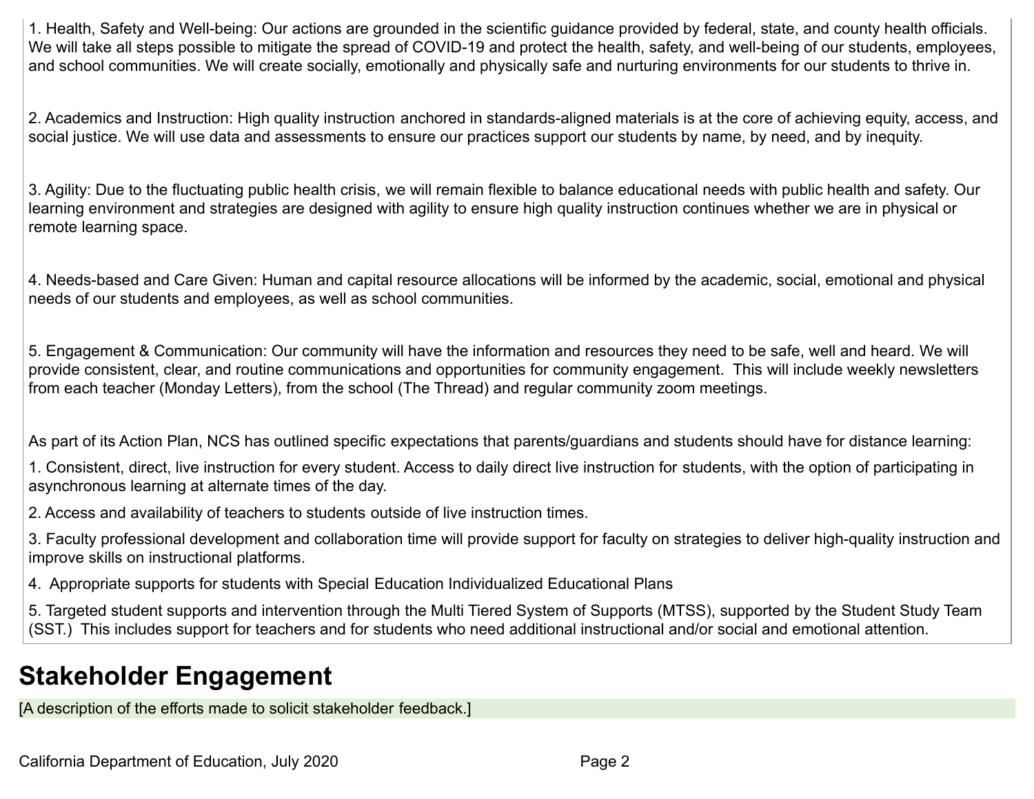1. Health, Safety and Well-being: Our actions are grounded in the scientific guidance provided by federal, state, and county health officials. We will take all steps possible to mitigate the spread of COVID-19 and protect the health, safety, and well-being of our students, employees, and school communities. We will create socially, emotionally and physically safe and nurturing environments for our students to thrive in.

2. Academics and Instruction: High quality instruction anchored in standards-aligned materials is at the core of achieving equity, access, and social justice. We will use data and assessments to ensure our practices support our students by name, by need, and by inequity.

3. Agility: Due to the fluctuating public health crisis, we will remain flexible to balance educational needs with public health and safety. Our learning environment and strategies are designed with agility to ensure high quality instruction continues whether we are in physical or remote learning space.

4. Needs-based and Care Given: Human and capital resource allocations will be informed by the academic, social, emotional and physical needs of our students and employees, as well as school communities.

5. Engagement & Communication: Our community will have the information and resources they need to be safe, well and heard. We will provide consistent, clear, and routine communications and opportunities for community engagement. This will include weekly newsletters from each teacher (Monday Letters), from the school (The Thread) and regular community zoom meetings.

As part of its Action Plan, NCS has outlined specific expectations that parents/guardians and students should have for distance learning:

1. Consistent, direct, live instruction for every student. Access to daily direct live instruction for students, with the option of participating in asynchronous learning at alternate times of the day.
2. Access and availability of teachers to students outside of live instruction times.
3. Faculty professional development and collaboration time will provide support for faculty on strategies to deliver high-quality instruction and improve skills on instructional platforms.
4. Appropriate supports for students with Special Education Individualized Educational Plans
5. Targeted student supports and intervention through the Multi Tiered System of Supports (MTSS), supported by the Student Study Team (SST.) This includes support for teachers and for students who need additional instructional and/or social and emotional attention.

## Stakeholder Engagement

[A description of the efforts made to solicit stakeholder feedback.]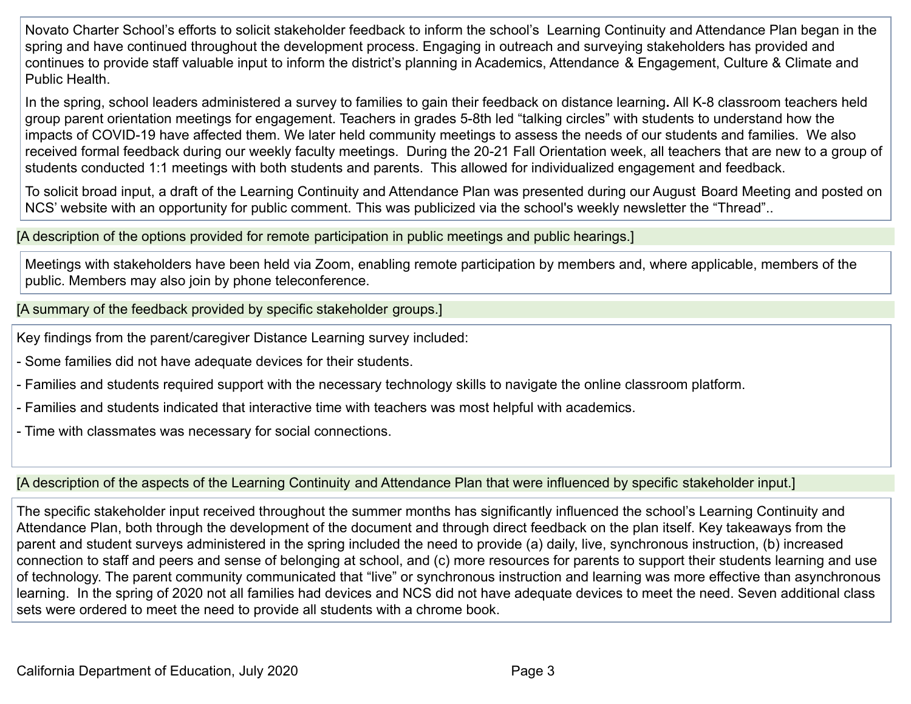Novato Charter School's efforts to solicit stakeholder feedback to inform the school's  Learning Continuity and Attendance Plan began in the spring and have continued throughout the development process. Engaging in outreach and surveying stakeholders has provided and continues to provide staff valuable input to inform the district's planning in Academics, Attendance & Engagement, Culture & Climate and Public Health.

In the spring, school leaders administered a survey to families to gain their feedback on distance learning**.** All K-8 classroom teachers held group parent orientation meetings for engagement. Teachers in grades 5-8th led "talking circles" with students to understand how the impacts of COVID-19 have affected them. We later held community meetings to assess the needs of our students and families.  We also received formal feedback during our weekly faculty meetings.  During the 20-21 Fall Orientation week, all teachers that are new to a group of students conducted 1:1 meetings with both students and parents.  This allowed for individualized engagement and feedback.

To solicit broad input, a draft of the Learning Continuity and Attendance Plan was presented during our August Board Meeting and posted on NCS' website with an opportunity for public comment. This was publicized via the school's weekly newsletter the "Thread"..

[A description of the options provided for remote participation in public meetings and public hearings.]

Meetings with stakeholders have been held via Zoom, enabling remote participation by members and, where applicable, members of the public. Members may also join by phone teleconference.

[A summary of the feedback provided by specific stakeholder groups.]

Key findings from the parent/caregiver Distance Learning survey included:

- Some families did not have adequate devices for their students.
- Families and students required support with the necessary technology skills to navigate the online classroom platform.
- Families and students indicated that interactive time with teachers was most helpful with academics.
- Time with classmates was necessary for social connections.

[A description of the aspects of the Learning Continuity and Attendance Plan that were influenced by specific stakeholder input.]

The specific stakeholder input received throughout the summer months has significantly influenced the school's Learning Continuity and Attendance Plan, both through the development of the document and through direct feedback on the plan itself. Key takeaways from the parent and student surveys administered in the spring included the need to provide (a) daily, live, synchronous instruction, (b) increased connection to staff and peers and sense of belonging at school, and (c) more resources for parents to support their students learning and use of technology. The parent community communicated that "live" or synchronous instruction and learning was more effective than asynchronous learning.  In the spring of 2020 not all families had devices and NCS did not have adequate devices to meet the need. Seven additional class sets were ordered to meet the need to provide all students with a chrome book.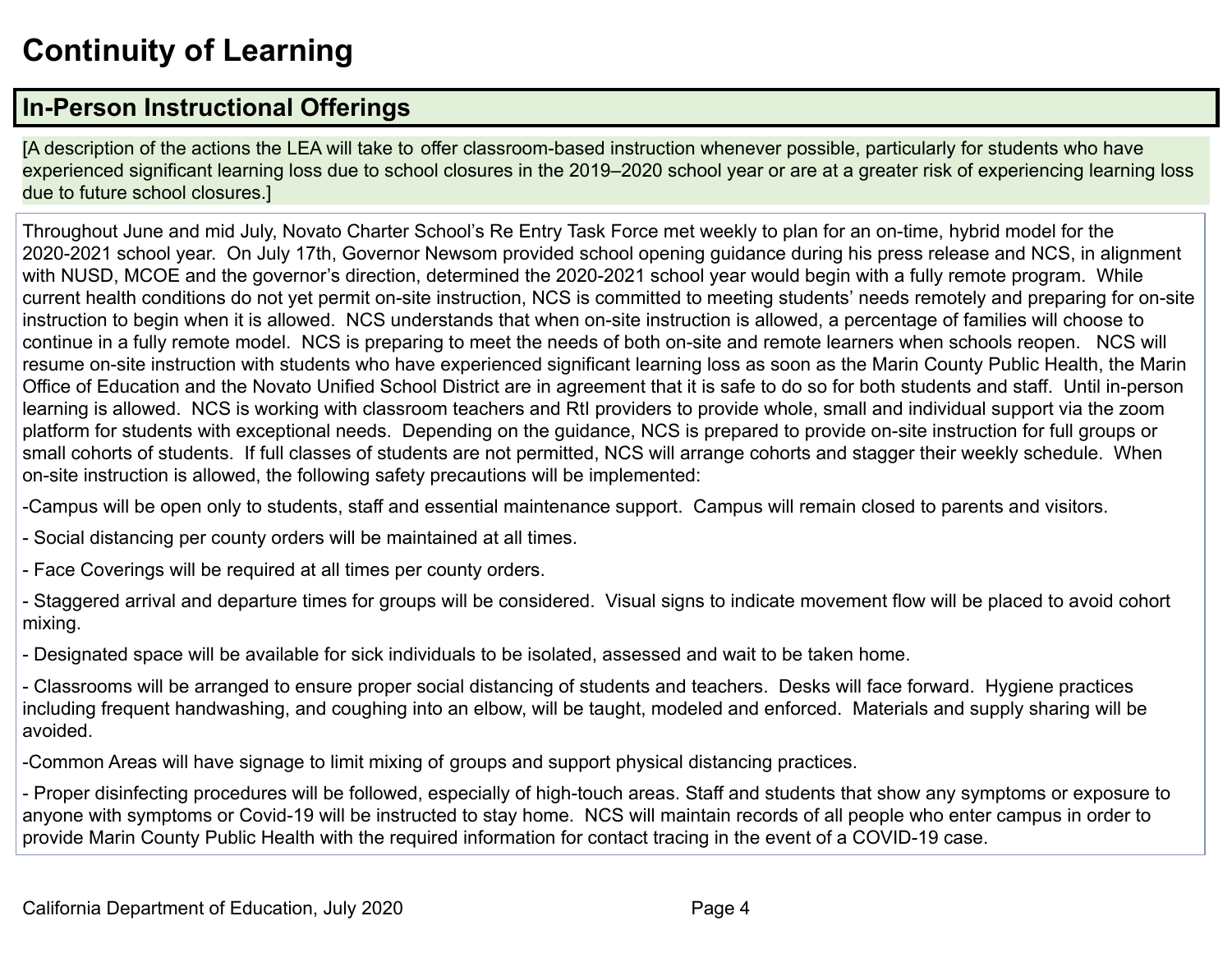# Continuity of Learning

## In-Person Instructional Offerings

[A description of the actions the LEA will take to offer classroom-based instruction whenever possible, particularly for students who have experienced significant learning loss due to school closures in the 2019–2020 school year or are at a greater risk of experiencing learning loss due to future school closures.]

Throughout June and mid July, Novato Charter School's Re Entry Task Force met weekly to plan for an on-time, hybrid model for the 2020-2021 school year. On July 17th, Governor Newsom provided school opening guidance during his press release and NCS, in alignment with NUSD, MCOE and the governor's direction, determined the 2020-2021 school year would begin with a fully remote program. While current health conditions do not yet permit on-site instruction, NCS is committed to meeting students' needs remotely and preparing for on-site instruction to begin when it is allowed. NCS understands that when on-site instruction is allowed, a percentage of families will choose to continue in a fully remote model. NCS is preparing to meet the needs of both on-site and remote learners when schools reopen. NCS will resume on-site instruction with students who have experienced significant learning loss as soon as the Marin County Public Health, the Marin Office of Education and the Novato Unified School District are in agreement that it is safe to do so for both students and staff. Until in-person learning is allowed. NCS is working with classroom teachers and RtI providers to provide whole, small and individual support via the zoom platform for students with exceptional needs. Depending on the guidance, NCS is prepared to provide on-site instruction for full groups or small cohorts of students. If full classes of students are not permitted, NCS will arrange cohorts and stagger their weekly schedule. When on-site instruction is allowed, the following safety precautions will be implemented:

-Campus will be open only to students, staff and essential maintenance support. Campus will remain closed to parents and visitors.

- Social distancing per county orders will be maintained at all times.

- Face Coverings will be required at all times per county orders.

- Staggered arrival and departure times for groups will be considered. Visual signs to indicate movement flow will be placed to avoid cohort mixing.

- Designated space will be available for sick individuals to be isolated, assessed and wait to be taken home.

- Classrooms will be arranged to ensure proper social distancing of students and teachers. Desks will face forward. Hygiene practices including frequent handwashing, and coughing into an elbow, will be taught, modeled and enforced. Materials and supply sharing will be avoided.

-Common Areas will have signage to limit mixing of groups and support physical distancing practices.

- Proper disinfecting procedures will be followed, especially of high-touch areas. Staff and students that show any symptoms or exposure to anyone with symptoms or Covid-19 will be instructed to stay home. NCS will maintain records of all people who enter campus in order to provide Marin County Public Health with the required information for contact tracing in the event of a COVID-19 case.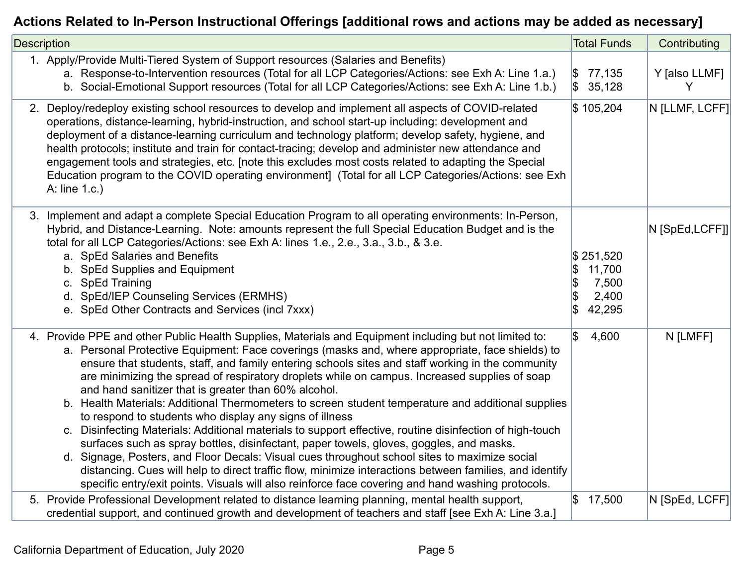**Actions Related to In-Person Instructional Offerings [additional rows and actions may be added as necessary]**

| Description | Total Funds | Contributing |
|---|---|---|
| 1. Apply/Provide Multi-Tiered System of Support resources (Salaries and Benefits)<br>a. Response-to-Intervention resources (Total for all LCP Categories/Actions: see Exh A: Line 1.a.)<br>b. Social-Emotional Support resources (Total for all LCP Categories/Actions: see Exh A: Line 1.b.) | <br>$ 77,135<br>$ 35,128 | <br>Y [also LLMF]<br>Y |
| 2. Deploy/redeploy existing school resources to develop and implement all aspects of COVID-related operations, distance-learning, hybrid-instruction, and school start-up including: development and deployment of a distance-learning curriculum and technology platform; develop safety, hygiene, and health protocols; institute and train for contact-tracing; develop and administer new attendance and engagement tools and strategies, etc. [note this excludes most costs related to adapting the Special Education program to the COVID operating environment] (Total for all LCP Categories/Actions: see Exh A: line 1.c.) | $ 105,204 | N [LLMF, LCFF] |
| 3. Implement and adapt a complete Special Education Program to all operating environments: In-Person, Hybrid, and Distance-Learning. Note: amounts represent the full Special Education Budget and is the total for all LCP Categories/Actions: see Exh A: lines 1.e., 2.e., 3.a., 3.b., & 3.e.<br>a. SpEd Salaries and Benefits<br>b. SpEd Supplies and Equipment<br>c. SpEd Training<br>d. SpEd/IEP Counseling Services (ERMHS)<br>e. SpEd Other Contracts and Services (incl 7xxx) | <br><br><br>$ 251,520<br>$ 11,700<br>$ 7,500<br>$ 2,400<br>$ 42,295 | N [SpEd,LCFF]] |
| 4. Provide PPE and other Public Health Supplies, Materials and Equipment including but not limited to:<br>a. Personal Protective Equipment: Face coverings (masks and, where appropriate, face shields) to ensure that students, staff, and family entering schools sites and staff working in the community are minimizing the spread of respiratory droplets while on campus. Increased supplies of soap and hand sanitizer that is greater than 60% alcohol.<br>b. Health Materials: Additional Thermometers to screen student temperature and additional supplies to respond to students who display any signs of illness<br>c. Disinfecting Materials: Additional materials to support effective, routine disinfection of high-touch surfaces such as spray bottles, disinfectant, paper towels, gloves, goggles, and masks.<br>d. Signage, Posters, and Floor Decals: Visual cues throughout school sites to maximize social distancing. Cues will help to direct traffic flow, minimize interactions between families, and identify specific entry/exit points. Visuals will also reinforce face covering and hand washing protocols. | $ 4,600 | N [LMFF] |
| 5. Provide Professional Development related to distance learning planning, mental health support, credential support, and continued growth and development of teachers and staff [see Exh A: Line 3.a.] | $ 17,500 | N [SpEd, LCFF] |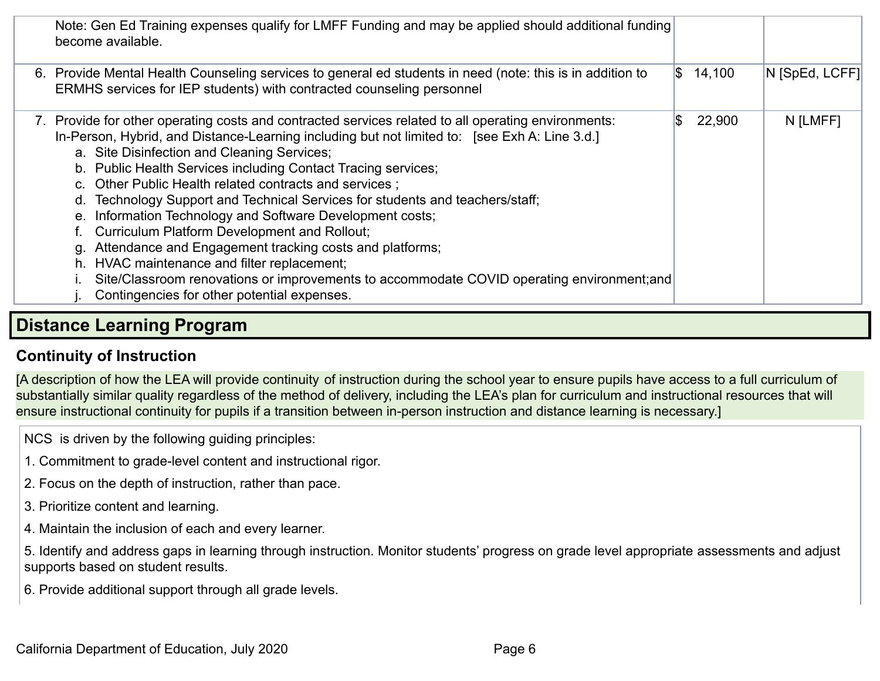| | | |
|---|---|---|
| Note: Gen Ed Training expenses qualify for LMFF Funding and may be applied should additional funding become available. | | |
| 6. Provide Mental Health Counseling services to general ed students in need (note: this is in addition to ERMHS services for IEP students) with contracted counseling personnel | $ 14,100 | N [SpEd, LCFF] |
| 7. Provide for other operating costs and contracted services related to all operating environments: In-Person, Hybrid, and Distance-Learning including but not limited to: [see Exh A: Line 3.d.]<br>a. Site Disinfection and Cleaning Services;<br>b. Public Health Services including Contact Tracing services;<br>c. Other Public Health related contracts and services ;<br>d. Technology Support and Technical Services for students and teachers/staff;<br>e. Information Technology and Software Development costs;<br>f. Curriculum Platform Development and Rollout;<br>g. Attendance and Engagement tracking costs and platforms;<br>h. HVAC maintenance and filter replacement;<br>i. Site/Classroom renovations or improvements to accommodate COVID operating environment;and<br>j. Contingencies for other potential expenses. | $ 22,900 | N [LMFF] |

## Distance Learning Program

### Continuity of Instruction

[A description of how the LEA will provide continuity of instruction during the school year to ensure pupils have access to a full curriculum of substantially similar quality regardless of the method of delivery, including the LEA's plan for curriculum and instructional resources that will ensure instructional continuity for pupils if a transition between in-person instruction and distance learning is necessary.]

NCS is driven by the following guiding principles:

1. Commitment to grade-level content and instructional rigor.

2. Focus on the depth of instruction, rather than pace.

3. Prioritize content and learning.

4. Maintain the inclusion of each and every learner.

5. Identify and address gaps in learning through instruction. Monitor students' progress on grade level appropriate assessments and adjust supports based on student results.

6. Provide additional support through all grade levels.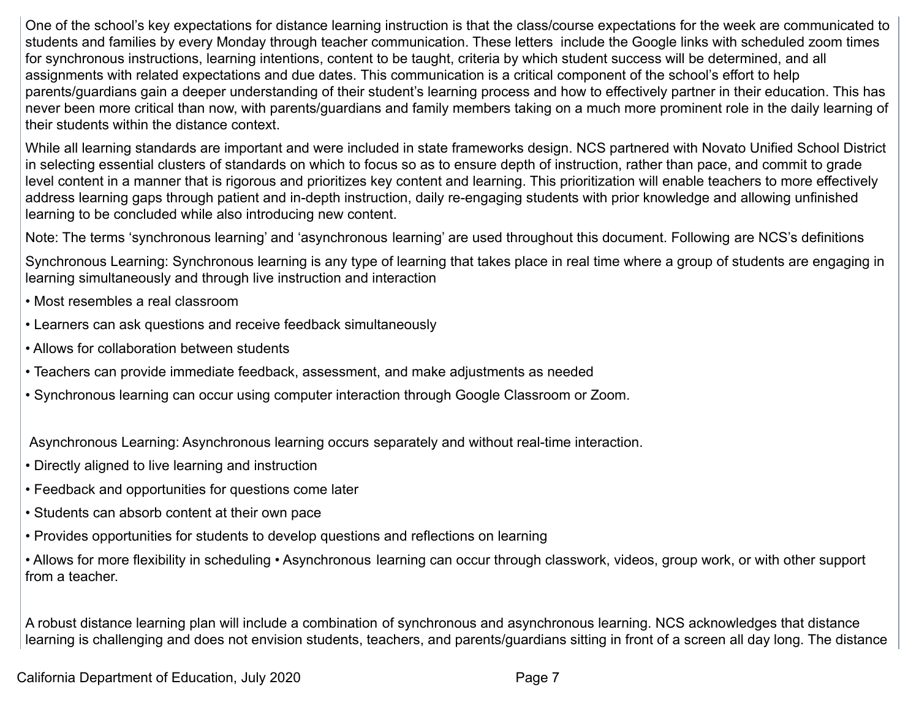One of the school's key expectations for distance learning instruction is that the class/course expectations for the week are communicated to students and families by every Monday through teacher communication. These letters include the Google links with scheduled zoom times for synchronous instructions, learning intentions, content to be taught, criteria by which student success will be determined, and all assignments with related expectations and due dates. This communication is a critical component of the school's effort to help parents/guardians gain a deeper understanding of their student's learning process and how to effectively partner in their education. This has never been more critical than now, with parents/guardians and family members taking on a much more prominent role in the daily learning of their students within the distance context.

While all learning standards are important and were included in state frameworks design. NCS partnered with Novato Unified School District in selecting essential clusters of standards on which to focus so as to ensure depth of instruction, rather than pace, and commit to grade level content in a manner that is rigorous and prioritizes key content and learning. This prioritization will enable teachers to more effectively address learning gaps through patient and in-depth instruction, daily re-engaging students with prior knowledge and allowing unfinished learning to be concluded while also introducing new content.

Note: The terms 'synchronous learning' and 'asynchronous learning' are used throughout this document. Following are NCS's definitions

Synchronous Learning: Synchronous learning is any type of learning that takes place in real time where a group of students are engaging in learning simultaneously and through live instruction and interaction

- Most resembles a real classroom
- Learners can ask questions and receive feedback simultaneously
- Allows for collaboration between students
- Teachers can provide immediate feedback, assessment, and make adjustments as needed
- Synchronous learning can occur using computer interaction through Google Classroom or Zoom.

Asynchronous Learning: Asynchronous learning occurs separately and without real-time interaction.

- Directly aligned to live learning and instruction
- Feedback and opportunities for questions come later
- Students can absorb content at their own pace
- Provides opportunities for students to develop questions and reflections on learning
- Allows for more flexibility in scheduling • Asynchronous learning can occur through classwork, videos, group work, or with other support from a teacher.

A robust distance learning plan will include a combination of synchronous and asynchronous learning. NCS acknowledges that distance learning is challenging and does not envision students, teachers, and parents/guardians sitting in front of a screen all day long. The distance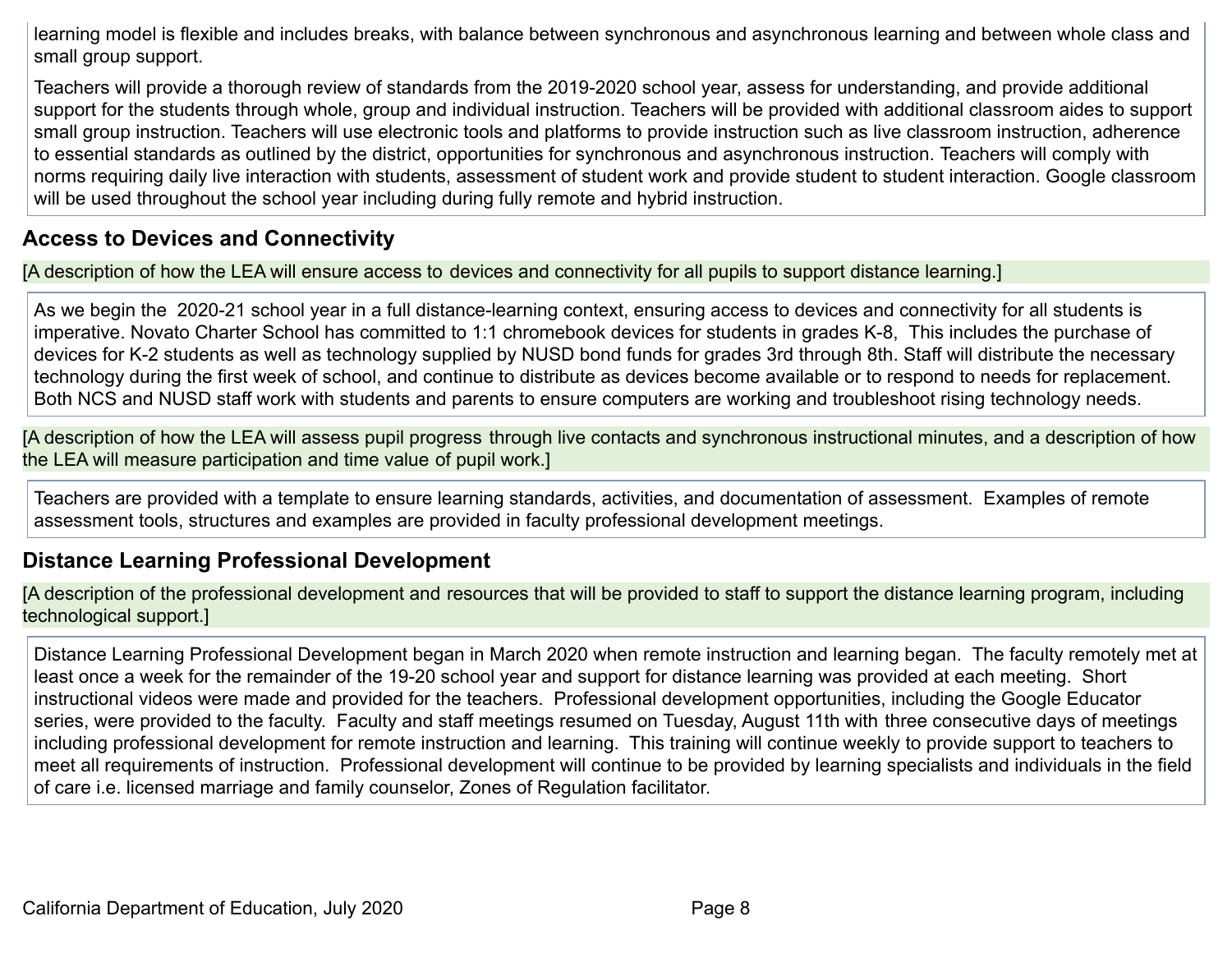learning model is flexible and includes breaks, with balance between synchronous and asynchronous learning and between whole class and small group support.

Teachers will provide a thorough review of standards from the 2019-2020 school year, assess for understanding, and provide additional support for the students through whole, group and individual instruction. Teachers will be provided with additional classroom aides to support small group instruction. Teachers will use electronic tools and platforms to provide instruction such as live classroom instruction, adherence to essential standards as outlined by the district, opportunities for synchronous and asynchronous instruction. Teachers will comply with norms requiring daily live interaction with students, assessment of student work and provide student to student interaction. Google classroom will be used throughout the school year including during fully remote and hybrid instruction.

## Access to Devices and Connectivity

[A description of how the LEA will ensure access to devices and connectivity for all pupils to support distance learning.]

As we begin the 2020-21 school year in a full distance-learning context, ensuring access to devices and connectivity for all students is imperative. Novato Charter School has committed to 1:1 chromebook devices for students in grades K-8, This includes the purchase of devices for K-2 students as well as technology supplied by NUSD bond funds for grades 3rd through 8th. Staff will distribute the necessary technology during the first week of school, and continue to distribute as devices become available or to respond to needs for replacement. Both NCS and NUSD staff work with students and parents to ensure computers are working and troubleshoot rising technology needs.

[A description of how the LEA will assess pupil progress through live contacts and synchronous instructional minutes, and a description of how the LEA will measure participation and time value of pupil work.]

Teachers are provided with a template to ensure learning standards, activities, and documentation of assessment. Examples of remote assessment tools, structures and examples are provided in faculty professional development meetings.

## Distance Learning Professional Development

[A description of the professional development and resources that will be provided to staff to support the distance learning program, including technological support.]

Distance Learning Professional Development began in March 2020 when remote instruction and learning began. The faculty remotely met at least once a week for the remainder of the 19-20 school year and support for distance learning was provided at each meeting. Short instructional videos were made and provided for the teachers. Professional development opportunities, including the Google Educator series, were provided to the faculty. Faculty and staff meetings resumed on Tuesday, August 11th with three consecutive days of meetings including professional development for remote instruction and learning. This training will continue weekly to provide support to teachers to meet all requirements of instruction. Professional development will continue to be provided by learning specialists and individuals in the field of care i.e. licensed marriage and family counselor, Zones of Regulation facilitator.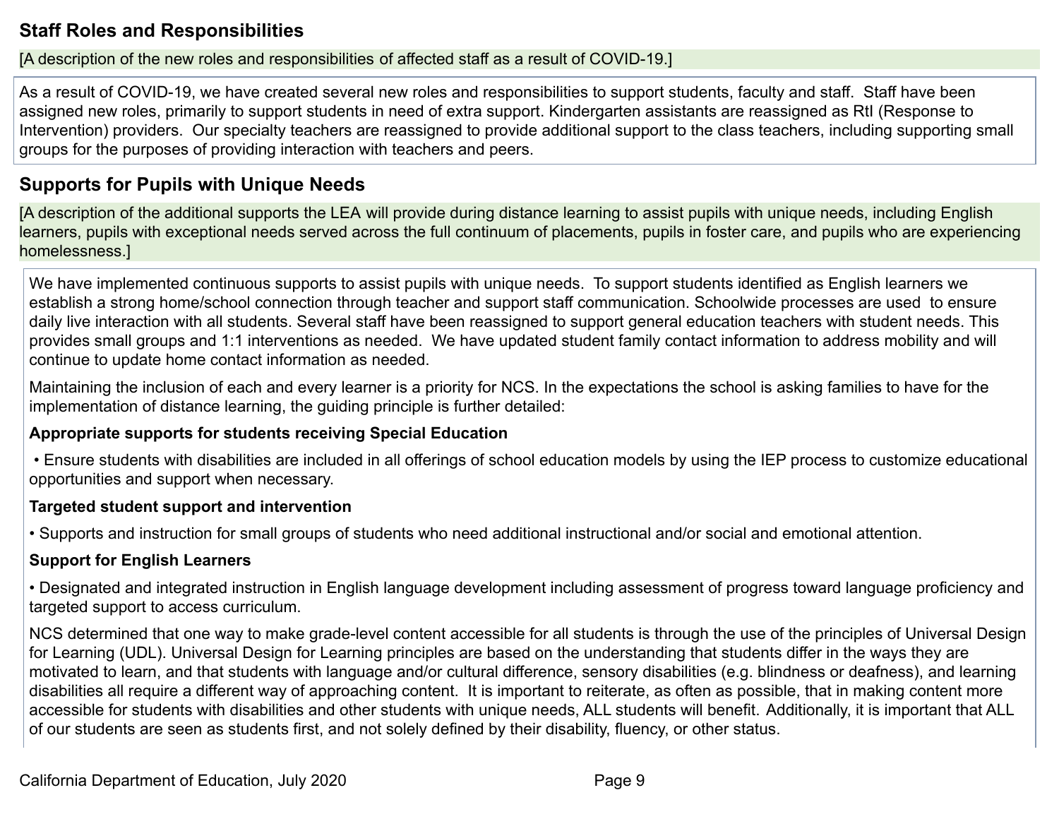## Staff Roles and Responsibilities

[A description of the new roles and responsibilities of affected staff as a result of COVID-19.]

As a result of COVID-19, we have created several new roles and responsibilities to support students, faculty and staff. Staff have been assigned new roles, primarily to support students in need of extra support. Kindergarten assistants are reassigned as RtI (Response to Intervention) providers. Our specialty teachers are reassigned to provide additional support to the class teachers, including supporting small groups for the purposes of providing interaction with teachers and peers.

## Supports for Pupils with Unique Needs

[A description of the additional supports the LEA will provide during distance learning to assist pupils with unique needs, including English learners, pupils with exceptional needs served across the full continuum of placements, pupils in foster care, and pupils who are experiencing homelessness.]

We have implemented continuous supports to assist pupils with unique needs. To support students identified as English learners we establish a strong home/school connection through teacher and support staff communication. Schoolwide processes are used to ensure daily live interaction with all students. Several staff have been reassigned to support general education teachers with student needs. This provides small groups and 1:1 interventions as needed. We have updated student family contact information to address mobility and will continue to update home contact information as needed.

Maintaining the inclusion of each and every learner is a priority for NCS. In the expectations the school is asking families to have for the implementation of distance learning, the guiding principle is further detailed:

**Appropriate supports for students receiving Special Education**

• Ensure students with disabilities are included in all offerings of school education models by using the IEP process to customize educational opportunities and support when necessary.

**Targeted student support and intervention**

• Supports and instruction for small groups of students who need additional instructional and/or social and emotional attention.

**Support for English Learners**

• Designated and integrated instruction in English language development including assessment of progress toward language proficiency and targeted support to access curriculum.

NCS determined that one way to make grade-level content accessible for all students is through the use of the principles of Universal Design for Learning (UDL). Universal Design for Learning principles are based on the understanding that students differ in the ways they are motivated to learn, and that students with language and/or cultural difference, sensory disabilities (e.g. blindness or deafness), and learning disabilities all require a different way of approaching content. It is important to reiterate, as often as possible, that in making content more accessible for students with disabilities and other students with unique needs, ALL students will benefit. Additionally, it is important that ALL of our students are seen as students first, and not solely defined by their disability, fluency, or other status.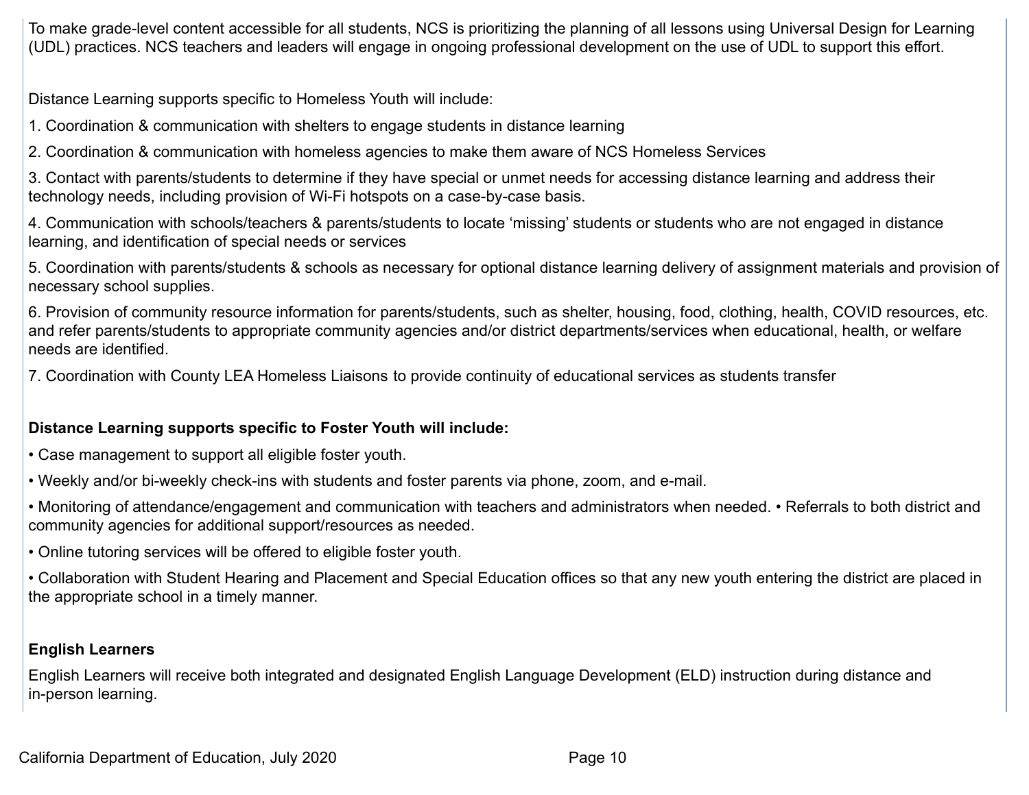To make grade-level content accessible for all students, NCS is prioritizing the planning of all lessons using Universal Design for Learning (UDL) practices. NCS teachers and leaders will engage in ongoing professional development on the use of UDL to support this effort.

Distance Learning supports specific to Homeless Youth will include:

1. Coordination & communication with shelters to engage students in distance learning
2. Coordination & communication with homeless agencies to make them aware of NCS Homeless Services
3. Contact with parents/students to determine if they have special or unmet needs for accessing distance learning and address their technology needs, including provision of Wi-Fi hotspots on a case-by-case basis.
4. Communication with schools/teachers & parents/students to locate 'missing' students or students who are not engaged in distance learning, and identification of special needs or services
5. Coordination with parents/students & schools as necessary for optional distance learning delivery of assignment materials and provision of necessary school supplies.
6. Provision of community resource information for parents/students, such as shelter, housing, food, clothing, health, COVID resources, etc. and refer parents/students to appropriate community agencies and/or district departments/services when educational, health, or welfare needs are identified.
7. Coordination with County LEA Homeless Liaisons to provide continuity of educational services as students transfer

**Distance Learning supports specific to Foster Youth will include:**

• Case management to support all eligible foster youth.

• Weekly and/or bi-weekly check-ins with students and foster parents via phone, zoom, and e-mail.

• Monitoring of attendance/engagement and communication with teachers and administrators when needed. • Referrals to both district and community agencies for additional support/resources as needed.

• Online tutoring services will be offered to eligible foster youth.

• Collaboration with Student Hearing and Placement and Special Education offices so that any new youth entering the district are placed in the appropriate school in a timely manner.

**English Learners**

English Learners will receive both integrated and designated English Language Development (ELD) instruction during distance and in-person learning.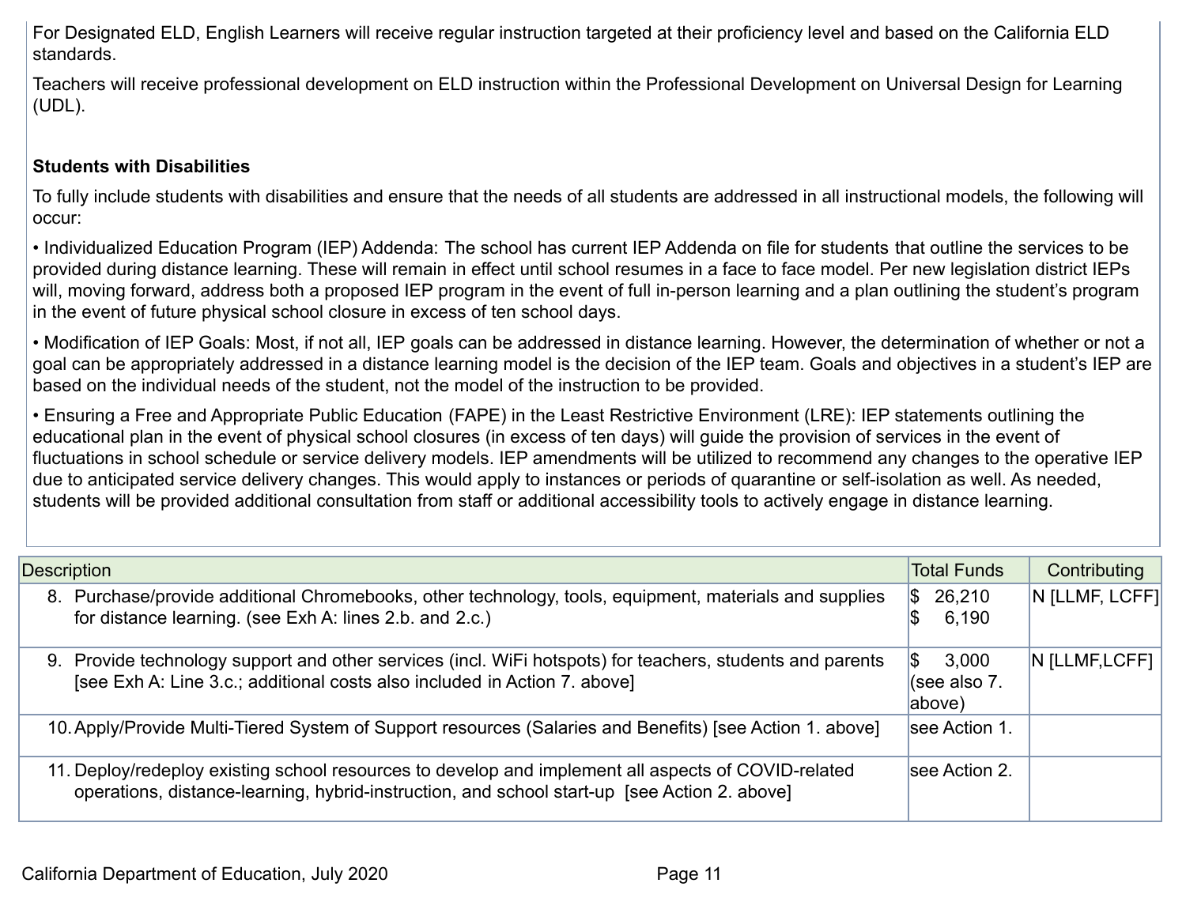For Designated ELD, English Learners will receive regular instruction targeted at their proficiency level and based on the California ELD standards.

Teachers will receive professional development on ELD instruction within the Professional Development on Universal Design for Learning (UDL).

**Students with Disabilities**

To fully include students with disabilities and ensure that the needs of all students are addressed in all instructional models, the following will occur:

• Individualized Education Program (IEP) Addenda: The school has current IEP Addenda on file for students that outline the services to be provided during distance learning. These will remain in effect until school resumes in a face to face model. Per new legislation district IEPs will, moving forward, address both a proposed IEP program in the event of full in-person learning and a plan outlining the student's program in the event of future physical school closure in excess of ten school days.

• Modification of IEP Goals: Most, if not all, IEP goals can be addressed in distance learning. However, the determination of whether or not a goal can be appropriately addressed in a distance learning model is the decision of the IEP team. Goals and objectives in a student's IEP are based on the individual needs of the student, not the model of the instruction to be provided.

• Ensuring a Free and Appropriate Public Education (FAPE) in the Least Restrictive Environment (LRE): IEP statements outlining the educational plan in the event of physical school closures (in excess of ten days) will guide the provision of services in the event of fluctuations in school schedule or service delivery models. IEP amendments will be utilized to recommend any changes to the operative IEP due to anticipated service delivery changes. This would apply to instances or periods of quarantine or self-isolation as well. As needed, students will be provided additional consultation from staff or additional accessibility tools to actively engage in distance learning.

| Description | Total Funds | Contributing |
|---|---|---|
| 8. Purchase/provide additional Chromebooks, other technology, tools, equipment, materials and supplies for distance learning. (see Exh A: lines 2.b. and 2.c.) | $ 26,210<br>$ 6,190 | N [LLMF, LCFF] |
| 9. Provide technology support and other services (incl. WiFi hotspots) for teachers, students and parents [see Exh A: Line 3.c.; additional costs also included in Action 7. above] | $ 3,000<br>(see also 7. above) | N [LLMF,LCFF] |
| 10. Apply/Provide Multi-Tiered System of Support resources (Salaries and Benefits) [see Action 1. above] | see Action 1. | |
| 11. Deploy/redeploy existing school resources to develop and implement all aspects of COVID-related operations, distance-learning, hybrid-instruction, and school start-up [see Action 2. above] | see Action 2. | |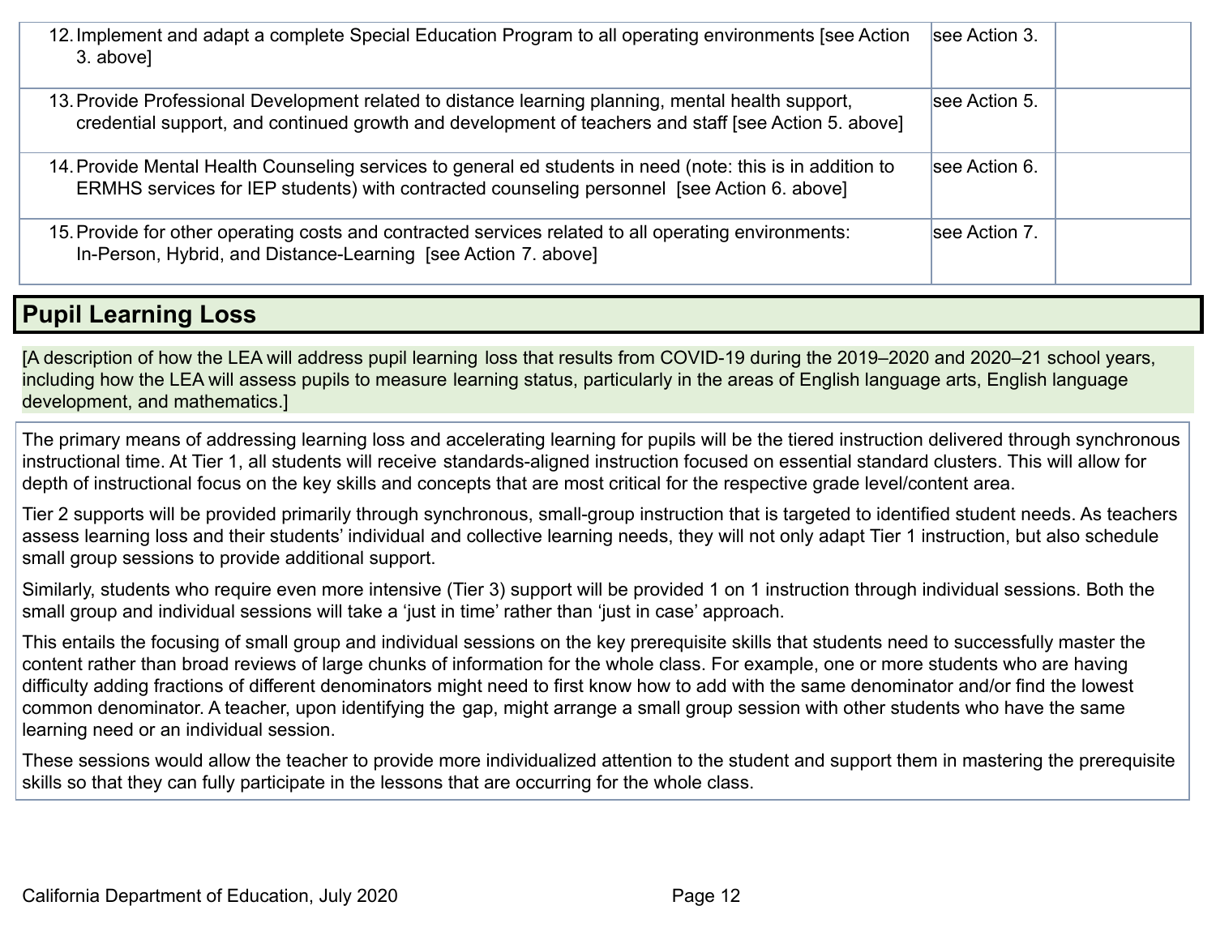| | | |
|---|---|---|
| 12. Implement and adapt a complete Special Education Program to all operating environments [see Action 3. above] | see Action 3. | |
| 13. Provide Professional Development related to distance learning planning, mental health support, credential support, and continued growth and development of teachers and staff [see Action 5. above] | see Action 5. | |
| 14. Provide Mental Health Counseling services to general ed students in need (note: this is in addition to ERMHS services for IEP students) with contracted counseling personnel [see Action 6. above] | see Action 6. | |
| 15. Provide for other operating costs and contracted services related to all operating environments: In-Person, Hybrid, and Distance-Learning [see Action 7. above] | see Action 7. | |

## Pupil Learning Loss

[A description of how the LEA will address pupil learning loss that results from COVID-19 during the 2019–2020 and 2020–21 school years, including how the LEA will assess pupils to measure learning status, particularly in the areas of English language arts, English language development, and mathematics.]

The primary means of addressing learning loss and accelerating learning for pupils will be the tiered instruction delivered through synchronous instructional time. At Tier 1, all students will receive standards-aligned instruction focused on essential standard clusters. This will allow for depth of instructional focus on the key skills and concepts that are most critical for the respective grade level/content area.

Tier 2 supports will be provided primarily through synchronous, small-group instruction that is targeted to identified student needs. As teachers assess learning loss and their students' individual and collective learning needs, they will not only adapt Tier 1 instruction, but also schedule small group sessions to provide additional support.

Similarly, students who require even more intensive (Tier 3) support will be provided 1 on 1 instruction through individual sessions. Both the small group and individual sessions will take a 'just in time' rather than 'just in case' approach.

This entails the focusing of small group and individual sessions on the key prerequisite skills that students need to successfully master the content rather than broad reviews of large chunks of information for the whole class. For example, one or more students who are having difficulty adding fractions of different denominators might need to first know how to add with the same denominator and/or find the lowest common denominator. A teacher, upon identifying the gap, might arrange a small group session with other students who have the same learning need or an individual session.

These sessions would allow the teacher to provide more individualized attention to the student and support them in mastering the prerequisite skills so that they can fully participate in the lessons that are occurring for the whole class.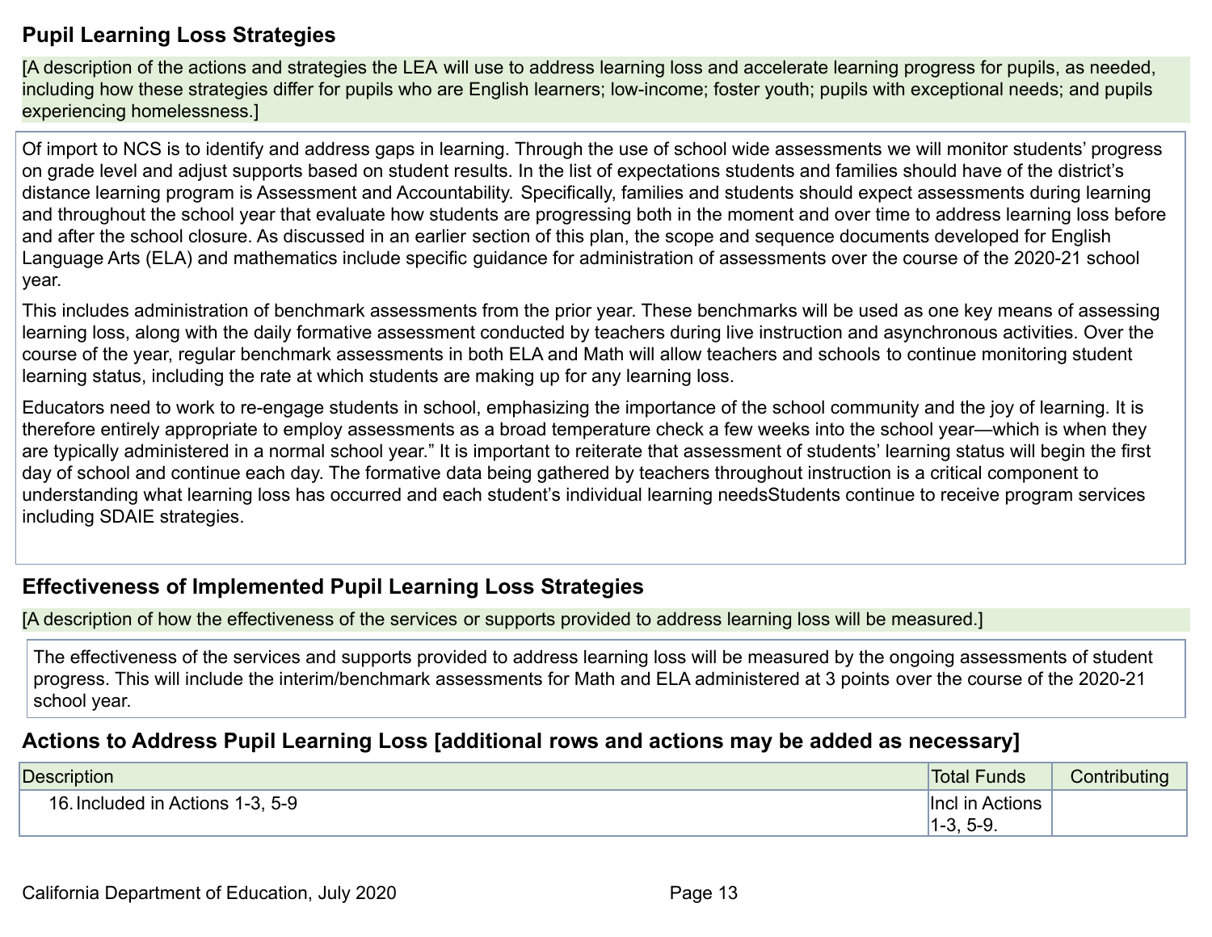## Pupil Learning Loss Strategies

[A description of the actions and strategies the LEA will use to address learning loss and accelerate learning progress for pupils, as needed, including how these strategies differ for pupils who are English learners; low-income; foster youth; pupils with exceptional needs; and pupils experiencing homelessness.]

Of import to NCS is to identify and address gaps in learning. Through the use of school wide assessments we will monitor students' progress on grade level and adjust supports based on student results. In the list of expectations students and families should have of the district's distance learning program is Assessment and Accountability. Specifically, families and students should expect assessments during learning and throughout the school year that evaluate how students are progressing both in the moment and over time to address learning loss before and after the school closure. As discussed in an earlier section of this plan, the scope and sequence documents developed for English Language Arts (ELA) and mathematics include specific guidance for administration of assessments over the course of the 2020-21 school year.

This includes administration of benchmark assessments from the prior year. These benchmarks will be used as one key means of assessing learning loss, along with the daily formative assessment conducted by teachers during live instruction and asynchronous activities. Over the course of the year, regular benchmark assessments in both ELA and Math will allow teachers and schools to continue monitoring student learning status, including the rate at which students are making up for any learning loss.

Educators need to work to re-engage students in school, emphasizing the importance of the school community and the joy of learning. It is therefore entirely appropriate to employ assessments as a broad temperature check a few weeks into the school year—which is when they are typically administered in a normal school year." It is important to reiterate that assessment of students' learning status will begin the first day of school and continue each day. The formative data being gathered by teachers throughout instruction is a critical component to understanding what learning loss has occurred and each student's individual learning needsStudents continue to receive program services including SDAIE strategies.

## Effectiveness of Implemented Pupil Learning Loss Strategies

[A description of how the effectiveness of the services or supports provided to address learning loss will be measured.]

The effectiveness of the services and supports provided to address learning loss will be measured by the ongoing assessments of student progress. This will include the interim/benchmark assessments for Math and ELA administered at 3 points over the course of the 2020-21 school year.

## Actions to Address Pupil Learning Loss [additional rows and actions may be added as necessary]

| Description | Total Funds | Contributing |
|---|---|---|
| 16. Included in Actions 1-3, 5-9 | Incl in Actions 1-3, 5-9. | |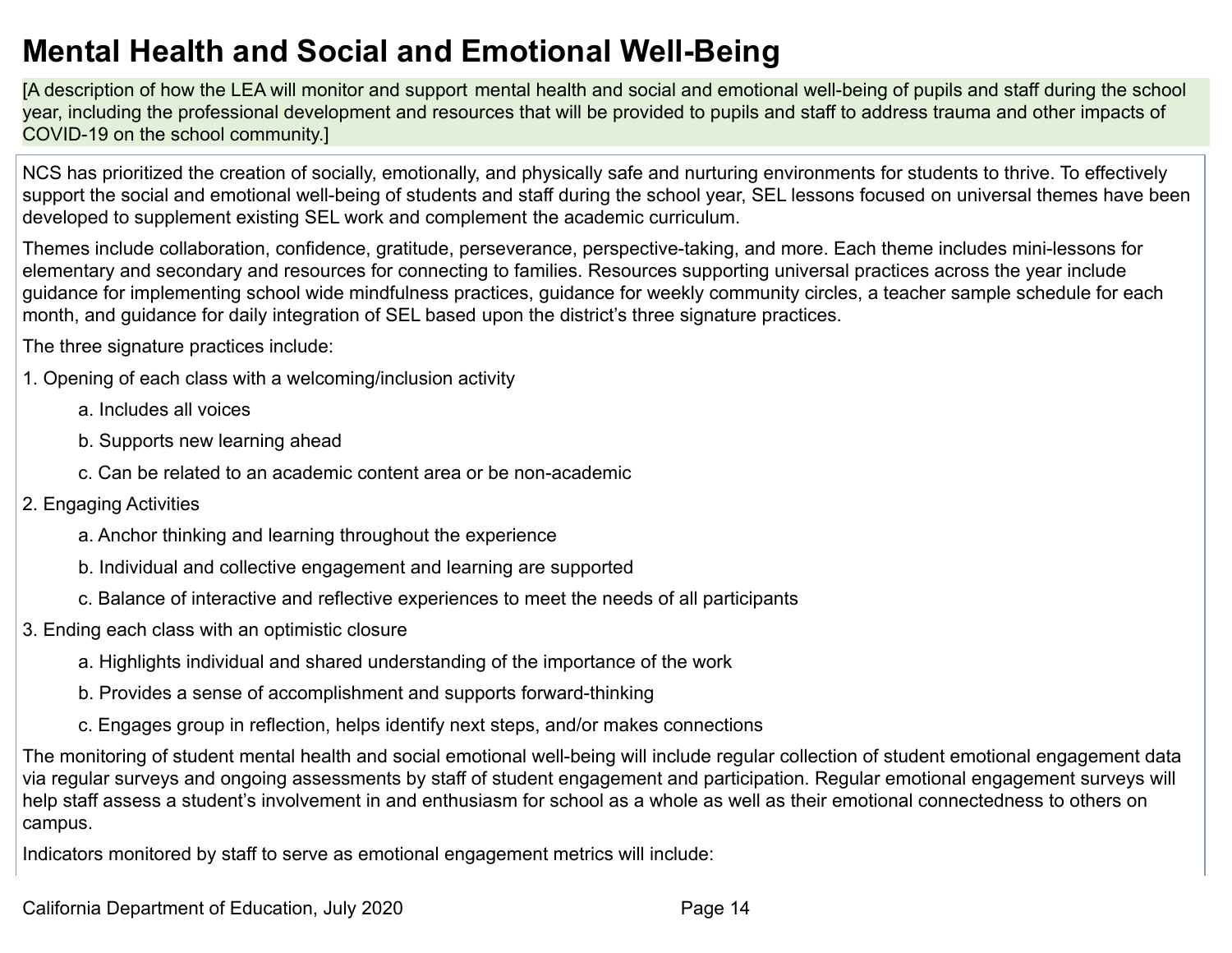# Mental Health and Social and Emotional Well-Being

[A description of how the LEA will monitor and support mental health and social and emotional well-being of pupils and staff during the school year, including the professional development and resources that will be provided to pupils and staff to address trauma and other impacts of COVID-19 on the school community.]

NCS has prioritized the creation of socially, emotionally, and physically safe and nurturing environments for students to thrive. To effectively support the social and emotional well-being of students and staff during the school year, SEL lessons focused on universal themes have been developed to supplement existing SEL work and complement the academic curriculum.

Themes include collaboration, confidence, gratitude, perseverance, perspective-taking, and more. Each theme includes mini-lessons for elementary and secondary and resources for connecting to families. Resources supporting universal practices across the year include guidance for implementing school wide mindfulness practices, guidance for weekly community circles, a teacher sample schedule for each month, and guidance for daily integration of SEL based upon the district's three signature practices.

The three signature practices include:

1. Opening of each class with a welcoming/inclusion activity
    a. Includes all voices
    b. Supports new learning ahead
    c. Can be related to an academic content area or be non-academic
2. Engaging Activities
    a. Anchor thinking and learning throughout the experience
    b. Individual and collective engagement and learning are supported
    c. Balance of interactive and reflective experiences to meet the needs of all participants
3. Ending each class with an optimistic closure
    a. Highlights individual and shared understanding of the importance of the work
    b. Provides a sense of accomplishment and supports forward-thinking
    c. Engages group in reflection, helps identify next steps, and/or makes connections

The monitoring of student mental health and social emotional well-being will include regular collection of student emotional engagement data via regular surveys and ongoing assessments by staff of student engagement and participation. Regular emotional engagement surveys will help staff assess a student's involvement in and enthusiasm for school as a whole as well as their emotional connectedness to others on campus.

Indicators monitored by staff to serve as emotional engagement metrics will include: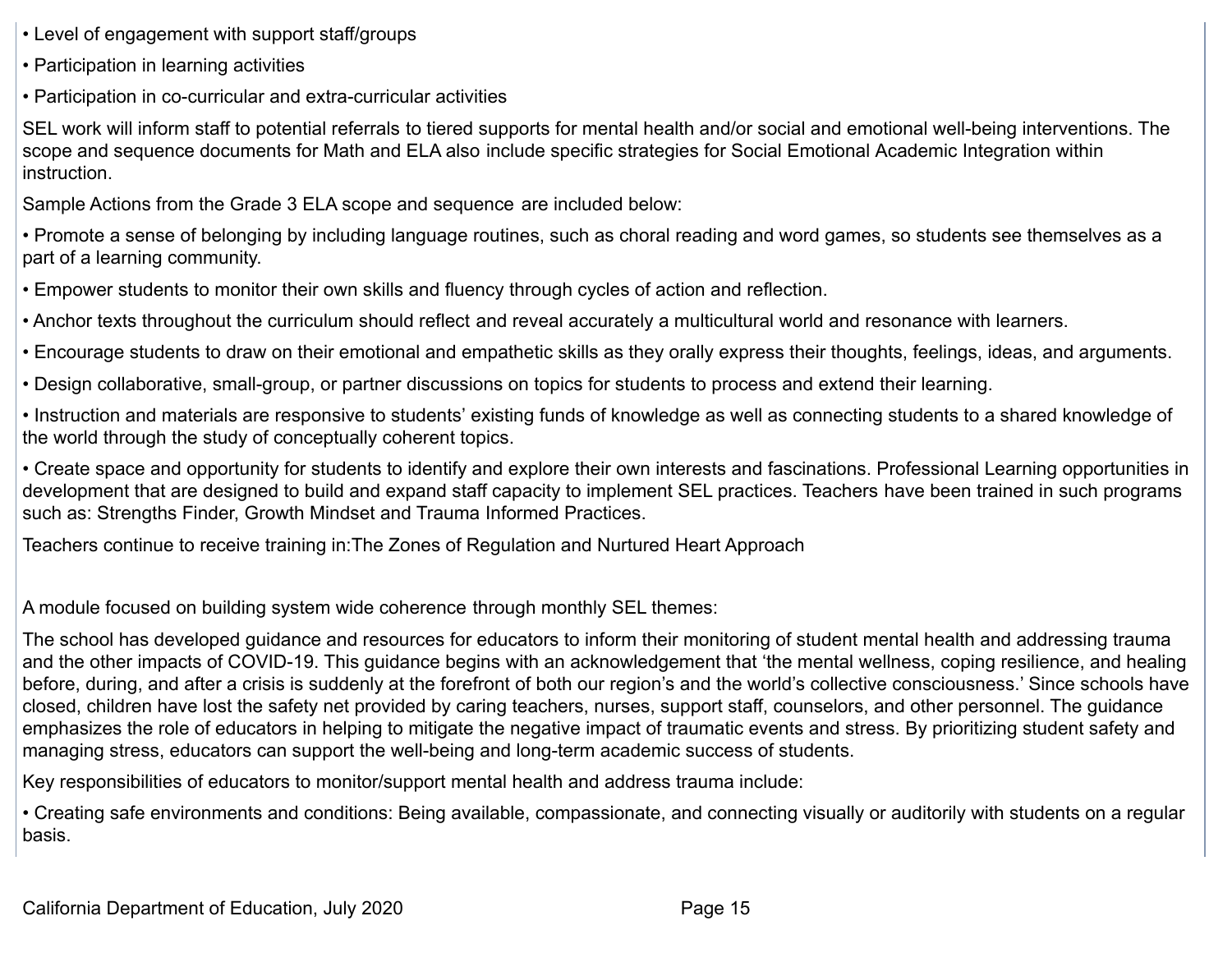• Level of engagement with support staff/groups

• Participation in learning activities

• Participation in co-curricular and extra-curricular activities

SEL work will inform staff to potential referrals to tiered supports for mental health and/or social and emotional well-being interventions. The scope and sequence documents for Math and ELA also include specific strategies for Social Emotional Academic Integration within instruction.

Sample Actions from the Grade 3 ELA scope and sequence are included below:

• Promote a sense of belonging by including language routines, such as choral reading and word games, so students see themselves as a part of a learning community.

• Empower students to monitor their own skills and fluency through cycles of action and reflection.

• Anchor texts throughout the curriculum should reflect and reveal accurately a multicultural world and resonance with learners.

• Encourage students to draw on their emotional and empathetic skills as they orally express their thoughts, feelings, ideas, and arguments.

• Design collaborative, small-group, or partner discussions on topics for students to process and extend their learning.

• Instruction and materials are responsive to students' existing funds of knowledge as well as connecting students to a shared knowledge of the world through the study of conceptually coherent topics.

• Create space and opportunity for students to identify and explore their own interests and fascinations. Professional Learning opportunities in development that are designed to build and expand staff capacity to implement SEL practices. Teachers have been trained in such programs such as: Strengths Finder, Growth Mindset and Trauma Informed Practices.

Teachers continue to receive training in:The Zones of Regulation and Nurtured Heart Approach

A module focused on building system wide coherence through monthly SEL themes:

The school has developed guidance and resources for educators to inform their monitoring of student mental health and addressing trauma and the other impacts of COVID-19. This guidance begins with an acknowledgement that 'the mental wellness, coping resilience, and healing before, during, and after a crisis is suddenly at the forefront of both our region's and the world's collective consciousness.' Since schools have closed, children have lost the safety net provided by caring teachers, nurses, support staff, counselors, and other personnel. The guidance emphasizes the role of educators in helping to mitigate the negative impact of traumatic events and stress. By prioritizing student safety and managing stress, educators can support the well-being and long-term academic success of students.

Key responsibilities of educators to monitor/support mental health and address trauma include:

• Creating safe environments and conditions: Being available, compassionate, and connecting visually or auditorily with students on a regular basis.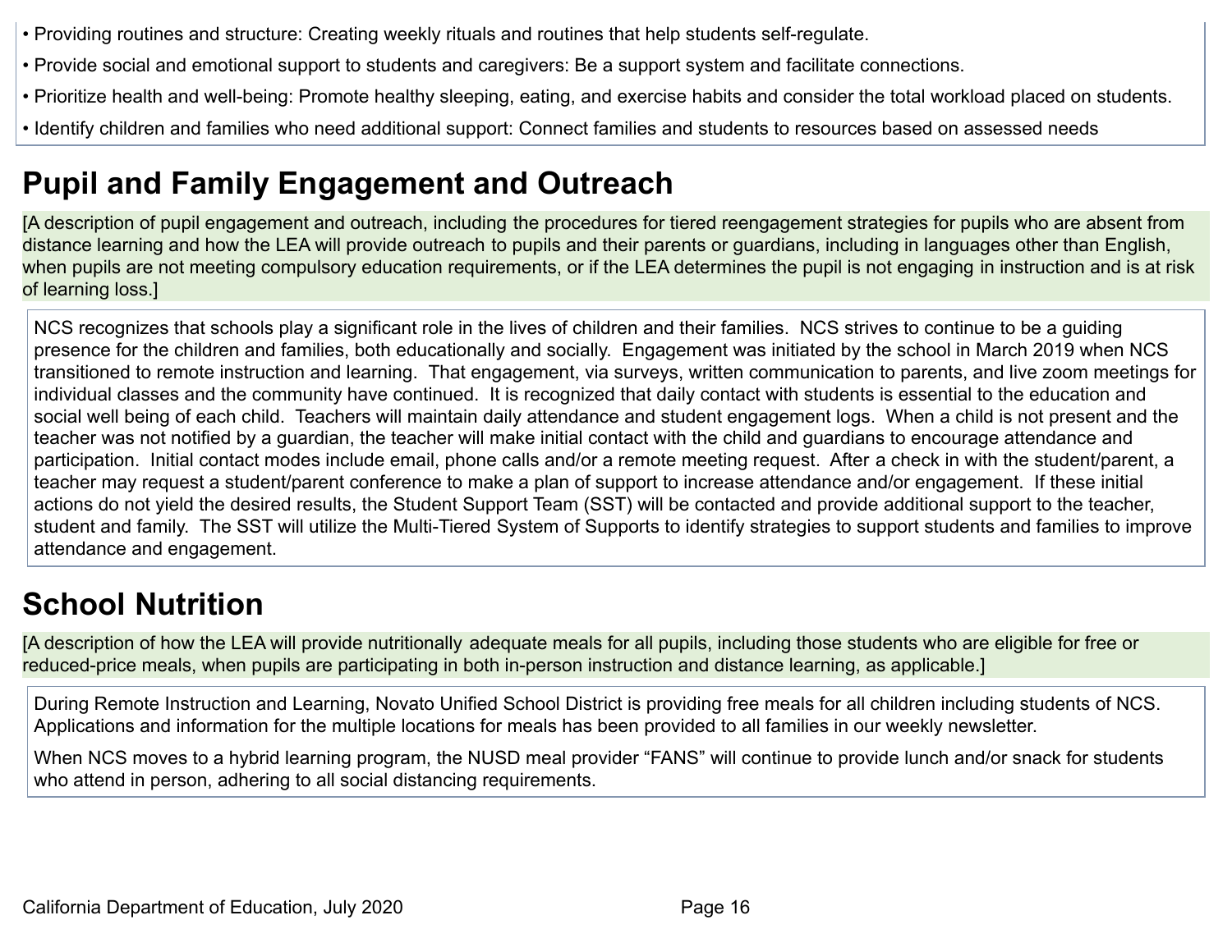- Providing routines and structure: Creating weekly rituals and routines that help students self-regulate.
- Provide social and emotional support to students and caregivers: Be a support system and facilitate connections.
- Prioritize health and well-being: Promote healthy sleeping, eating, and exercise habits and consider the total workload placed on students.
- Identify children and families who need additional support: Connect families and students to resources based on assessed needs

## Pupil and Family Engagement and Outreach

[A description of pupil engagement and outreach, including the procedures for tiered reengagement strategies for pupils who are absent from distance learning and how the LEA will provide outreach to pupils and their parents or guardians, including in languages other than English, when pupils are not meeting compulsory education requirements, or if the LEA determines the pupil is not engaging in instruction and is at risk of learning loss.]

NCS recognizes that schools play a significant role in the lives of children and their families. NCS strives to continue to be a guiding presence for the children and families, both educationally and socially. Engagement was initiated by the school in March 2019 when NCS transitioned to remote instruction and learning. That engagement, via surveys, written communication to parents, and live zoom meetings for individual classes and the community have continued. It is recognized that daily contact with students is essential to the education and social well being of each child. Teachers will maintain daily attendance and student engagement logs. When a child is not present and the teacher was not notified by a guardian, the teacher will make initial contact with the child and guardians to encourage attendance and participation. Initial contact modes include email, phone calls and/or a remote meeting request. After a check in with the student/parent, a teacher may request a student/parent conference to make a plan of support to increase attendance and/or engagement. If these initial actions do not yield the desired results, the Student Support Team (SST) will be contacted and provide additional support to the teacher, student and family. The SST will utilize the Multi-Tiered System of Supports to identify strategies to support students and families to improve attendance and engagement.

## School Nutrition

[A description of how the LEA will provide nutritionally adequate meals for all pupils, including those students who are eligible for free or reduced-price meals, when pupils are participating in both in-person instruction and distance learning, as applicable.]

During Remote Instruction and Learning, Novato Unified School District is providing free meals for all children including students of NCS. Applications and information for the multiple locations for meals has been provided to all families in our weekly newsletter.

When NCS moves to a hybrid learning program, the NUSD meal provider “FANS” will continue to provide lunch and/or snack for students who attend in person, adhering to all social distancing requirements.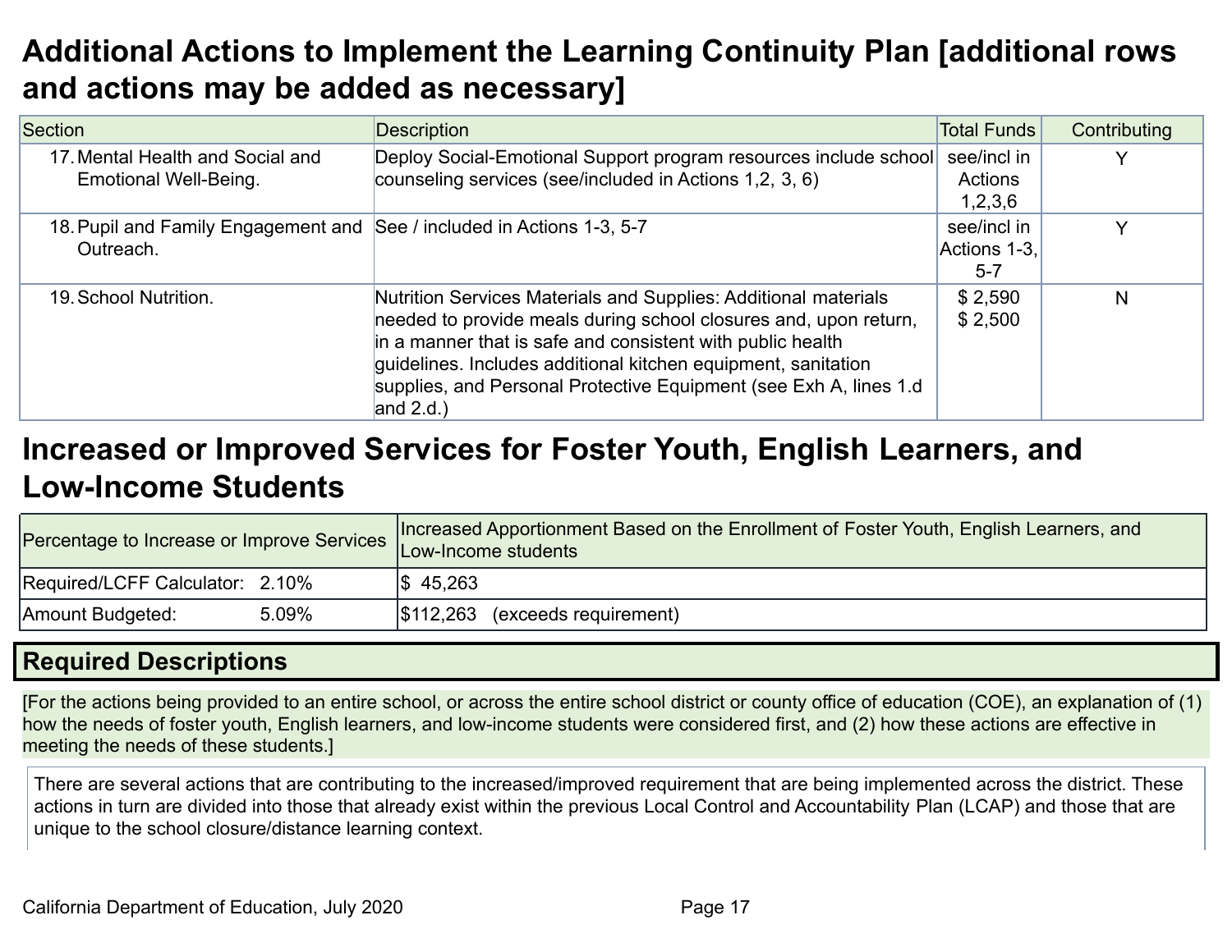# Additional Actions to Implement the Learning Continuity Plan [additional rows and actions may be added as necessary]

| Section | Description | Total Funds | Contributing |
|---|---|---|---|
| 17. Mental Health and Social and Emotional Well-Being. | Deploy Social-Emotional Support program resources include school counseling services (see/included in Actions 1,2, 3, 6) | see/incl in Actions 1,2,3,6 | Y |
| 18. Pupil and Family Engagement and Outreach. | See / included in Actions 1-3, 5-7 | see/incl in Actions 1-3, 5-7 | Y |
| 19. School Nutrition. | Nutrition Services Materials and Supplies: Additional materials needed to provide meals during school closures and, upon return, in a manner that is safe and consistent with public health guidelines. Includes additional kitchen equipment, sanitation supplies, and Personal Protective Equipment (see Exh A, lines 1.d and 2.d.) | $ 2,590<br>$ 2,500 | N |

# Increased or Improved Services for Foster Youth, English Learners, and Low-Income Students

| Percentage to Increase or Improve Services | Increased Apportionment Based on the Enrollment of Foster Youth, English Learners, and Low-Income students |
|---|---|
| Required/LCFF Calculator: 2.10% | $ 45,263 |
| Amount Budgeted: 5.09% | $112,263 (exceeds requirement) |

## Required Descriptions

[For the actions being provided to an entire school, or across the entire school district or county office of education (COE), an explanation of (1) how the needs of foster youth, English learners, and low-income students were considered first, and (2) how these actions are effective in meeting the needs of these students.]

There are several actions that are contributing to the increased/improved requirement that are being implemented across the district. These actions in turn are divided into those that already exist within the previous Local Control and Accountability Plan (LCAP) and those that are unique to the school closure/distance learning context.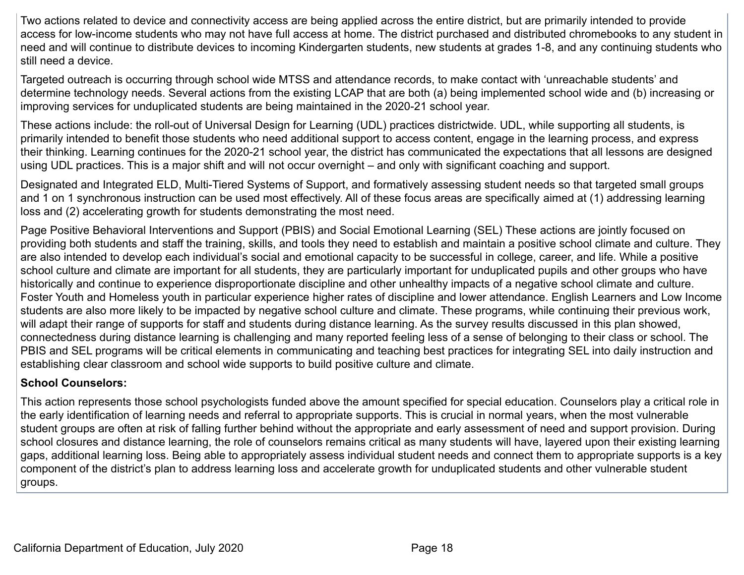Two actions related to device and connectivity access are being applied across the entire district, but are primarily intended to provide access for low-income students who may not have full access at home. The district purchased and distributed chromebooks to any student in need and will continue to distribute devices to incoming Kindergarten students, new students at grades 1-8, and any continuing students who still need a device.

Targeted outreach is occurring through school wide MTSS and attendance records, to make contact with 'unreachable students' and determine technology needs. Several actions from the existing LCAP that are both (a) being implemented school wide and (b) increasing or improving services for unduplicated students are being maintained in the 2020-21 school year.

These actions include: the roll-out of Universal Design for Learning (UDL) practices districtwide. UDL, while supporting all students, is primarily intended to benefit those students who need additional support to access content, engage in the learning process, and express their thinking. Learning continues for the 2020-21 school year, the district has communicated the expectations that all lessons are designed using UDL practices. This is a major shift and will not occur overnight – and only with significant coaching and support.

Designated and Integrated ELD, Multi-Tiered Systems of Support, and formatively assessing student needs so that targeted small groups and 1 on 1 synchronous instruction can be used most effectively. All of these focus areas are specifically aimed at (1) addressing learning loss and (2) accelerating growth for students demonstrating the most need.

Page Positive Behavioral Interventions and Support (PBIS) and Social Emotional Learning (SEL) These actions are jointly focused on providing both students and staff the training, skills, and tools they need to establish and maintain a positive school climate and culture. They are also intended to develop each individual's social and emotional capacity to be successful in college, career, and life. While a positive school culture and climate are important for all students, they are particularly important for unduplicated pupils and other groups who have historically and continue to experience disproportionate discipline and other unhealthy impacts of a negative school climate and culture. Foster Youth and Homeless youth in particular experience higher rates of discipline and lower attendance. English Learners and Low Income students are also more likely to be impacted by negative school culture and climate. These programs, while continuing their previous work, will adapt their range of supports for staff and students during distance learning. As the survey results discussed in this plan showed, connectedness during distance learning is challenging and many reported feeling less of a sense of belonging to their class or school. The PBIS and SEL programs will be critical elements in communicating and teaching best practices for integrating SEL into daily instruction and establishing clear classroom and school wide supports to build positive culture and climate.

**School Counselors:**

This action represents those school psychologists funded above the amount specified for special education. Counselors play a critical role in the early identification of learning needs and referral to appropriate supports. This is crucial in normal years, when the most vulnerable student groups are often at risk of falling further behind without the appropriate and early assessment of need and support provision. During school closures and distance learning, the role of counselors remains critical as many students will have, layered upon their existing learning gaps, additional learning loss. Being able to appropriately assess individual student needs and connect them to appropriate supports is a key component of the district's plan to address learning loss and accelerate growth for unduplicated students and other vulnerable student groups.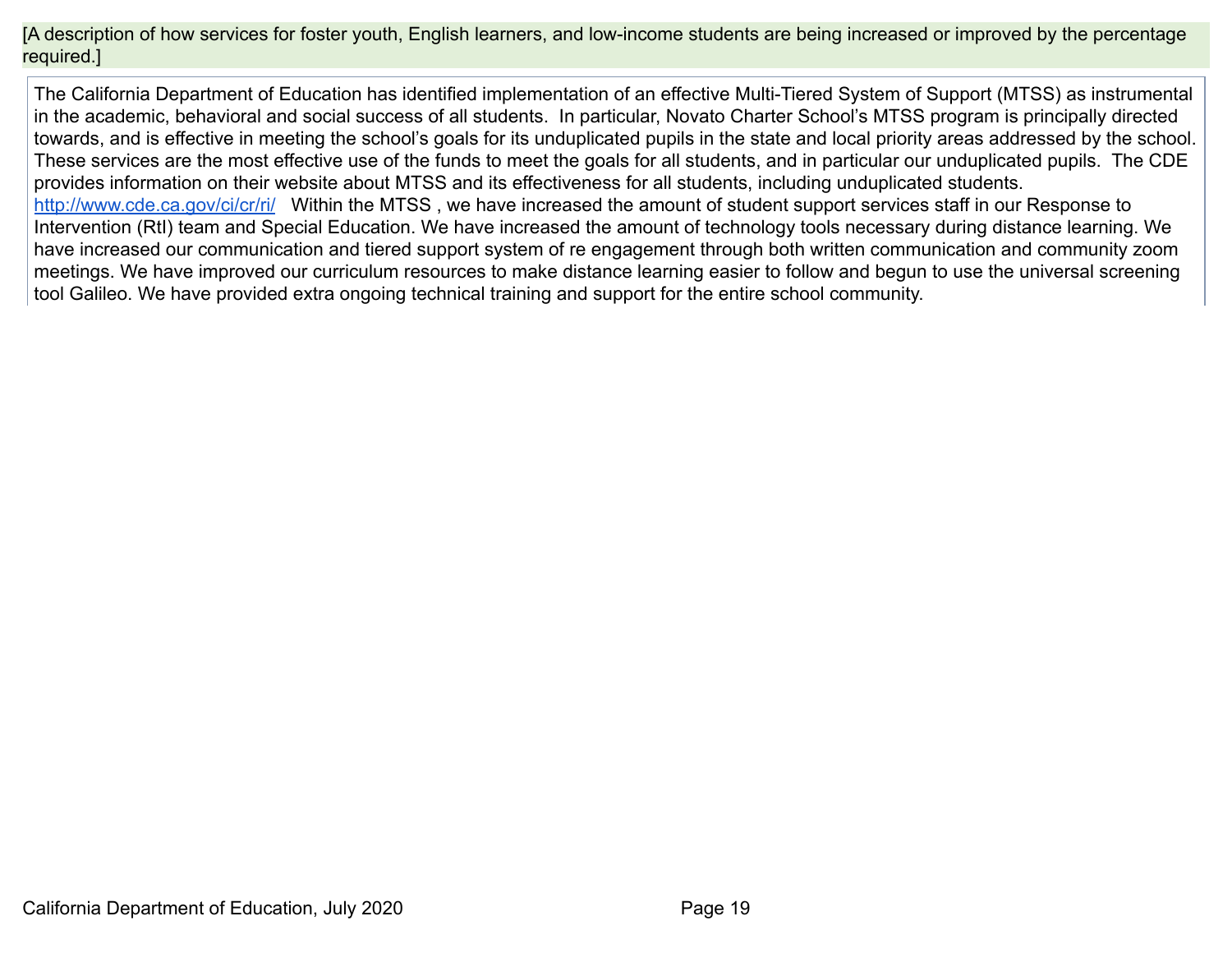[A description of how services for foster youth, English learners, and low-income students are being increased or improved by the percentage required.]

The California Department of Education has identified implementation of an effective Multi-Tiered System of Support (MTSS) as instrumental in the academic, behavioral and social success of all students. In particular, Novato Charter School's MTSS program is principally directed towards, and is effective in meeting the school's goals for its unduplicated pupils in the state and local priority areas addressed by the school. These services are the most effective use of the funds to meet the goals for all students, and in particular our unduplicated pupils. The CDE provides information on their website about MTSS and its effectiveness for all students, including unduplicated students. http://www.cde.ca.gov/ci/cr/ri/ Within the MTSS , we have increased the amount of student support services staff in our Response to Intervention (RtI) team and Special Education. We have increased the amount of technology tools necessary during distance learning. We have increased our communication and tiered support system of re engagement through both written communication and community zoom meetings. We have improved our curriculum resources to make distance learning easier to follow and begun to use the universal screening tool Galileo. We have provided extra ongoing technical training and support for the entire school community.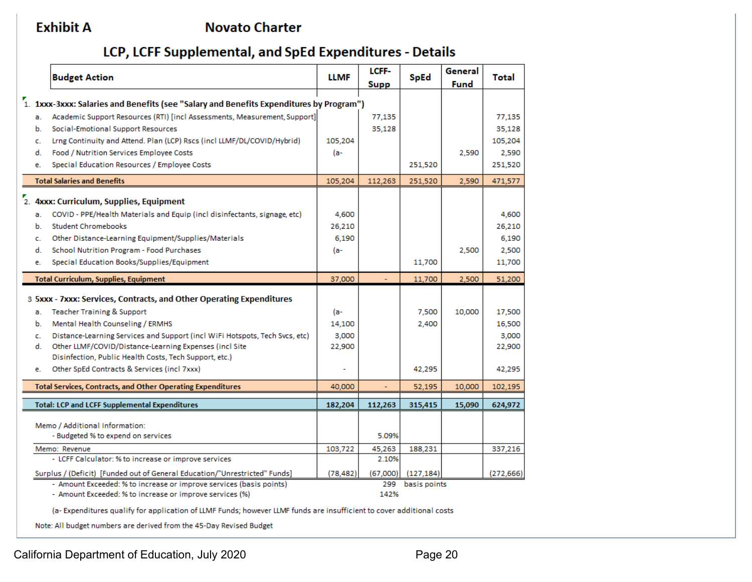**Exhibit A** **Novato Charter**

## LCP, LCFF Supplemental, and SpEd Expenditures - Details

| | Budget Action | LLMF | LCFF-Supp | SpEd | General Fund | Total |
|---|---|---|---|---|---|---|
| **1.** | **1xxx-3xxx: Salaries and Benefits (see "Salary and Benefits Expenditures by Program")** | | | | | |
| a. | Academic Support Resources (RTI) [incl Assessments, Measurement, Support] | | 77,135 | | | 77,135 |
| b. | Social-Emotional Support Resources | | 35,128 | | | 35,128 |
| c. | Lrng Continuity and Attend. Plan (LCP) Rscs (incl LLMF/DL/COVID/Hybrid) | 105,204 | | | | 105,204 |
| d. | Food / Nutrition Services Employee Costs | (a- | | | 2,590 | 2,590 |
| e. | Special Education Resources / Employee Costs | | | 251,520 | | 251,520 |
| | **Total Salaries and Benefits** | 105,204 | 112,263 | 251,520 | 2,590 | 471,577 |
| **2.** | **4xxx: Curriculum, Supplies, Equipment** | | | | | |
| a. | COVID - PPE/Health Materials and Equip (incl disinfectants, signage, etc) | 4,600 | | | | 4,600 |
| b. | Student Chromebooks | 26,210 | | | | 26,210 |
| c. | Other Distance-Learning Equipment/Supplies/Materials | 6,190 | | | | 6,190 |
| d. | School Nutrition Program - Food Purchases | (a- | | | 2,500 | 2,500 |
| e. | Special Education Books/Supplies/Equipment | | | 11,700 | | 11,700 |
| | **Total Curriculum, Supplies, Equipment** | 37,000 | - | 11,700 | 2,500 | 51,200 |
| **3** | **5xxx - 7xxx: Services, Contracts, and Other Operating Expenditures** | | | | | |
| a. | Teacher Training & Support | (a- | | 7,500 | 10,000 | 17,500 |
| b. | Mental Health Counseling / ERMHS | 14,100 | | 2,400 | | 16,500 |
| c. | Distance-Learning Services and Support (incl WiFi Hotspots, Tech Svcs, etc) | 3,000 | | | | 3,000 |
| d. | Other LLMF/COVID/Distance-Learning Expenses (incl Site Disinfection, Public Health Costs, Tech Support, etc.) | 22,900 | | | | 22,900 |
| e. | Other SpEd Contracts & Services (incl 7xxx) | - | | 42,295 | | 42,295 |
| | **Total Services, Contracts, and Other Operating Expenditures** | 40,000 | - | 52,195 | 10,000 | 102,195 |
| | **Total: LCP and LCFF Supplemental Expenditures** | **182,204** | **112,263** | **315,415** | **15,090** | **624,972** |
| | Memo / Additional Information: - Budgeted % to expend on services | | 5.09% | | | |
| | Memo: Revenue | 103,722 | 45,263 | 188,231 | | 337,216 |
| | - LCFF Calculator: % to increase or improve services | | 2.10% | | | |
| | Surplus / (Deficit) [Funded out of General Education/"Unrestricted" Funds] | (78,482) | (67,000) | (127,184) | | (272,666) |
| | - Amount Exceeded: % to increase or improve services (basis points) | | 299 | basis points | | |
| | - Amount Exceeded: % to increase or improve services (%) | | 142% | | | |

(a- Expenditures qualify for application of LLMF Funds; however LLMF funds are insufficient to cover additional costs

Note: All budget numbers are derived from the 45-Day Revised Budget

California Department of Education, July 2020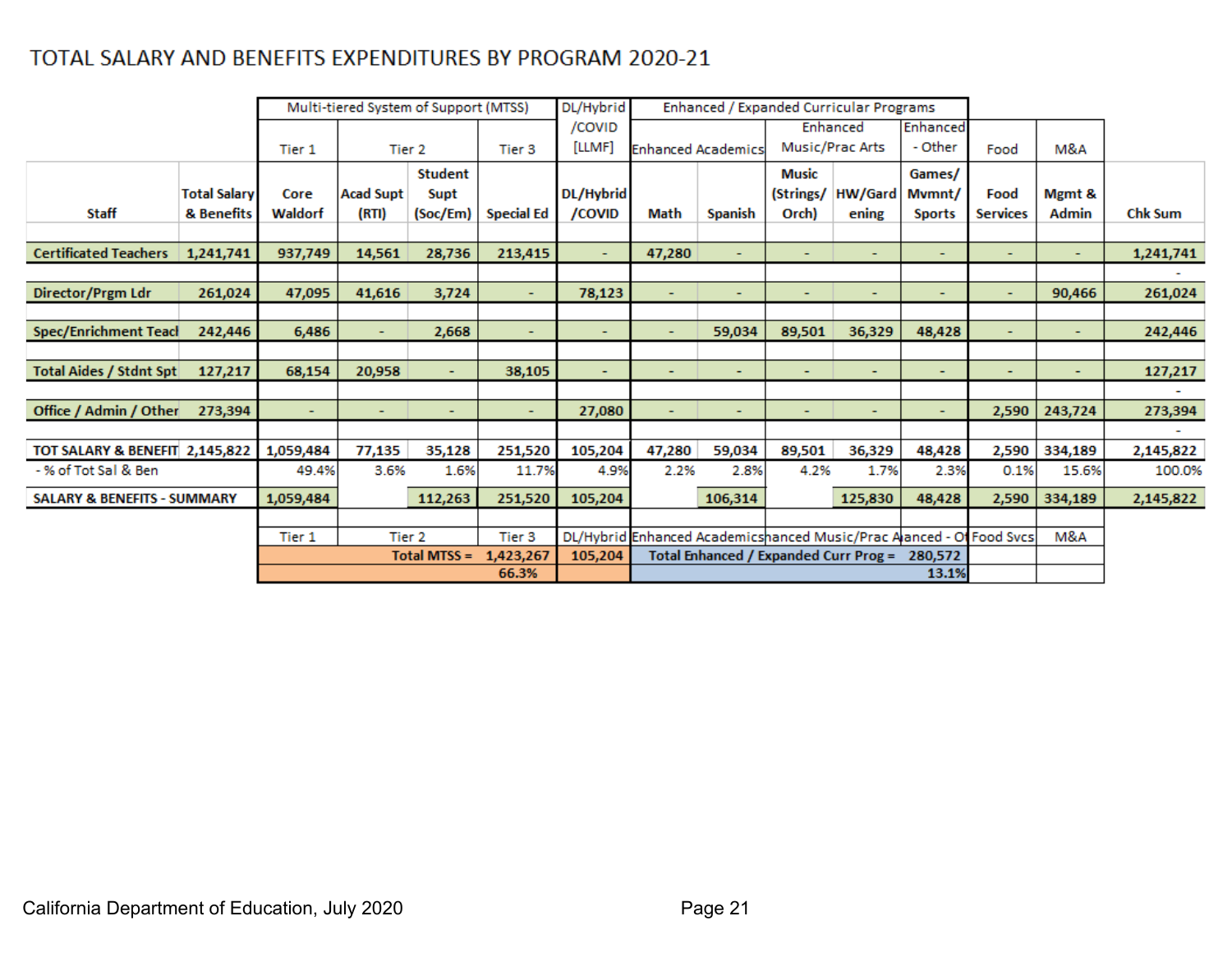# TOTAL SALARY AND BENEFITS EXPENDITURES BY PROGRAM 2020-21

| | | Multi-tiered System of Support (MTSS) | | | | DL/Hybrid /COVID [LLMF] | Enhanced / Expanded Curricular Programs | | | | | | | |
|---|---|---|---|---|---|---|---|---|---|---|---|---|---|---|
| | | Tier 1 | Tier 2 | | Tier 3 | | Enhanced Academics | | Enhanced Music/Prac Arts | | Enhanced - Other | Food | M&A | |
| **Staff** | **Total Salary & Benefits** | **Core Waldorf** | **Acad Supt (RTI)** | **Student Supt (Soc/Em)** | **Special Ed** | **DL/Hybrid /COVID** | **Math** | **Spanish** | **Music (Strings/ Orch)** | **HW/Gardening** | **Games/ Mvmnt/ Sports** | **Food Services** | **Mgmt & Admin** | **Chk Sum** |
| **Certificated Teachers** | **1,241,741** | **937,749** | **14,561** | **28,736** | **213,415** | - | **47,280** | - | - | - | - | - | - | **1,241,741** |
| | | | | | | | | | | | | | | - |
| **Director/Prgm Ldr** | **261,024** | **47,095** | **41,616** | **3,724** | - | **78,123** | - | - | - | - | - | - | **90,466** | **261,024** |
| **Spec/Enrichment Teacl** | **242,446** | **6,486** | - | **2,668** | - | - | - | **59,034** | **89,501** | **36,329** | **48,428** | - | - | **242,446** |
| **Total Aides / Stdnt Spt** | **127,217** | **68,154** | **20,958** | - | **38,105** | - | - | - | - | - | - | - | - | **127,217** |
| | | | | | | | | | | | | | | - |
| **Office / Admin / Other** | **273,394** | - | - | - | - | **27,080** | - | - | - | - | - | **2,590** | **243,724** | **273,394** |
| | | | | | | | | | | | | | | - |
| **TOT SALARY & BENEFIT** | **2,145,822** | **1,059,484** | **77,135** | **35,128** | **251,520** | **105,204** | **47,280** | **59,034** | **89,501** | **36,329** | **48,428** | **2,590** | **334,189** | **2,145,822** |
| - % of Tot Sal & Ben | | 49.4% | 3.6% | 1.6% | 11.7% | 4.9% | 2.2% | 2.8% | 4.2% | 1.7% | 2.3% | 0.1% | 15.6% | 100.0% |
| **SALARY & BENEFITS - SUMMARY** | | **1,059,484** | | **112,263** | **251,520** | **105,204** | | **106,314** | | **125,830** | **48,428** | **2,590** | **334,189** | **2,145,822** |
| | | Tier 1 | Tier 2 | | Tier 3 | DL/Hybrid | Enhanced Academics | | Enhanced Music/Prac Arts | | Enhanced - Other | Food Svcs | M&A | |
| | | | | **Total MTSS =** | **1,423,267** | **105,204** | **Total Enhanced / Expanded Curr Prog =** | | | | **280,572** | | | |
| | | | | | **66.3%** | | | | | | **13.1%** | | | |

California Department of Education, July 2020